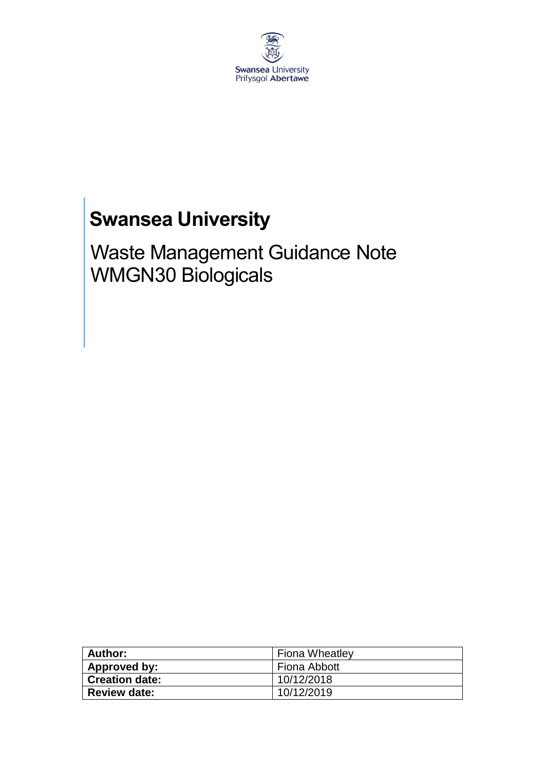Swansea University
Prifysgol Abertawe

# Swansea University

## Waste Management Guidance Note WMGN30 Biologicals

| Author: | Fiona Wheatley |
| --- | --- |
| Approved by: | Fiona Abbott |
| Creation date: | 10/12/2018 |
| Review date: | 10/12/2019 |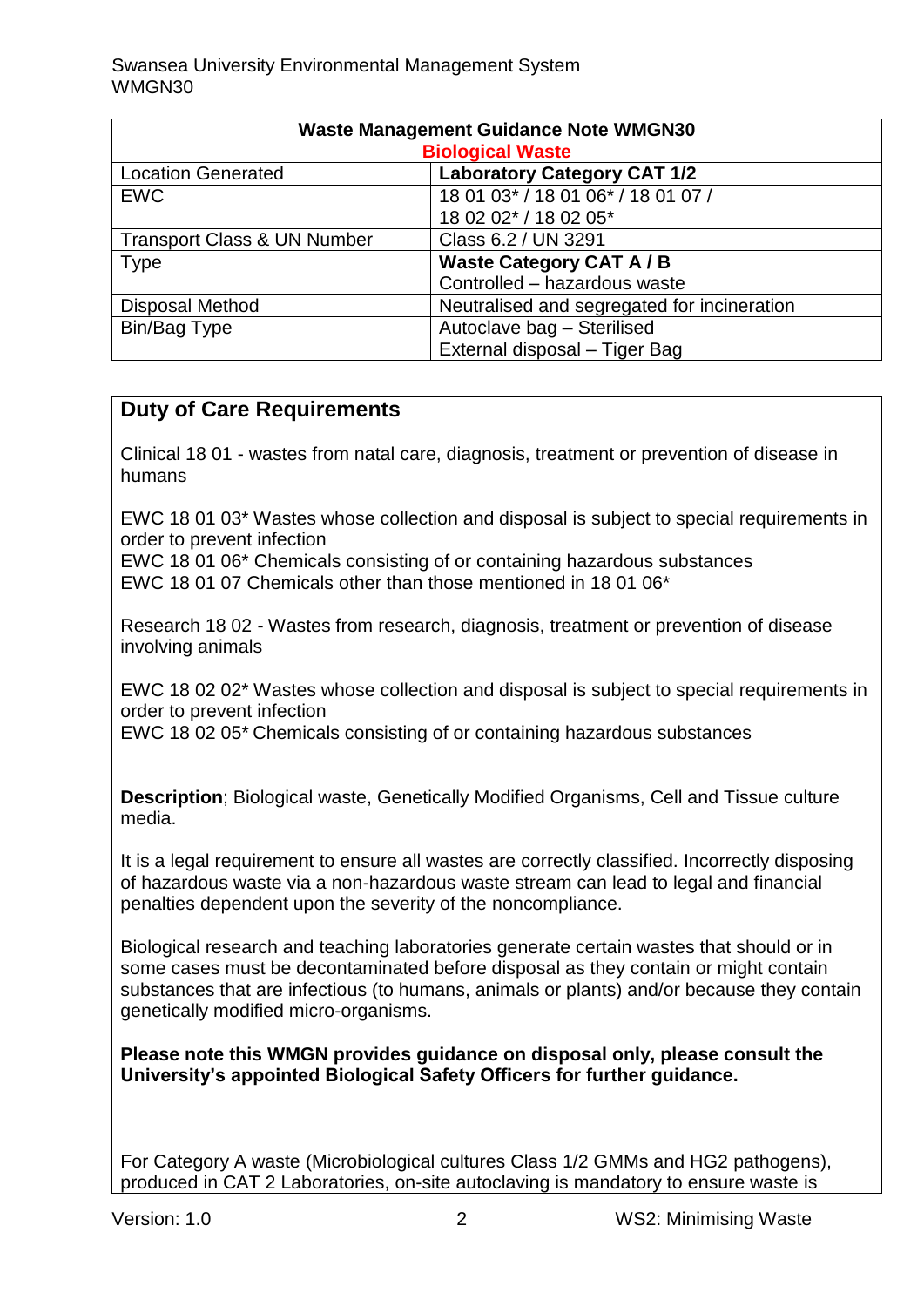| Waste Management Guidance Note WMGN30<br>Biological Waste | |
|---|---|
| Location Generated | **Laboratory Category CAT 1/2** |
| EWC | 18 01 03* / 18 01 06* / 18 01 07 /<br>18 02 02* / 18 02 05* |
| Transport Class & UN Number | Class 6.2 / UN 3291 |
| Type | **Waste Category CAT A / B**<br>Controlled – hazardous waste |
| Disposal Method | Neutralised and segregated for incineration |
| Bin/Bag Type | Autoclave bag – Sterilised<br>External disposal – Tiger Bag |

## Duty of Care Requirements

Clinical 18 01 - wastes from natal care, diagnosis, treatment or prevention of disease in humans

EWC 18 01 03* Wastes whose collection and disposal is subject to special requirements in order to prevent infection
EWC 18 01 06* Chemicals consisting of or containing hazardous substances
EWC 18 01 07 Chemicals other than those mentioned in 18 01 06*

Research 18 02 - Wastes from research, diagnosis, treatment or prevention of disease involving animals

EWC 18 02 02* Wastes whose collection and disposal is subject to special requirements in order to prevent infection
EWC 18 02 05* Chemicals consisting of or containing hazardous substances

**Description**; Biological waste, Genetically Modified Organisms, Cell and Tissue culture media.

It is a legal requirement to ensure all wastes are correctly classified. Incorrectly disposing of hazardous waste via a non-hazardous waste stream can lead to legal and financial penalties dependent upon the severity of the noncompliance.

Biological research and teaching laboratories generate certain wastes that should or in some cases must be decontaminated before disposal as they contain or might contain substances that are infectious (to humans, animals or plants) and/or because they contain genetically modified micro-organisms.

**Please note this WMGN provides guidance on disposal only, please consult the University's appointed Biological Safety Officers for further guidance.**

For Category A waste (Microbiological cultures Class 1/2 GMMs and HG2 pathogens), produced in CAT 2 Laboratories, on-site autoclaving is mandatory to ensure waste is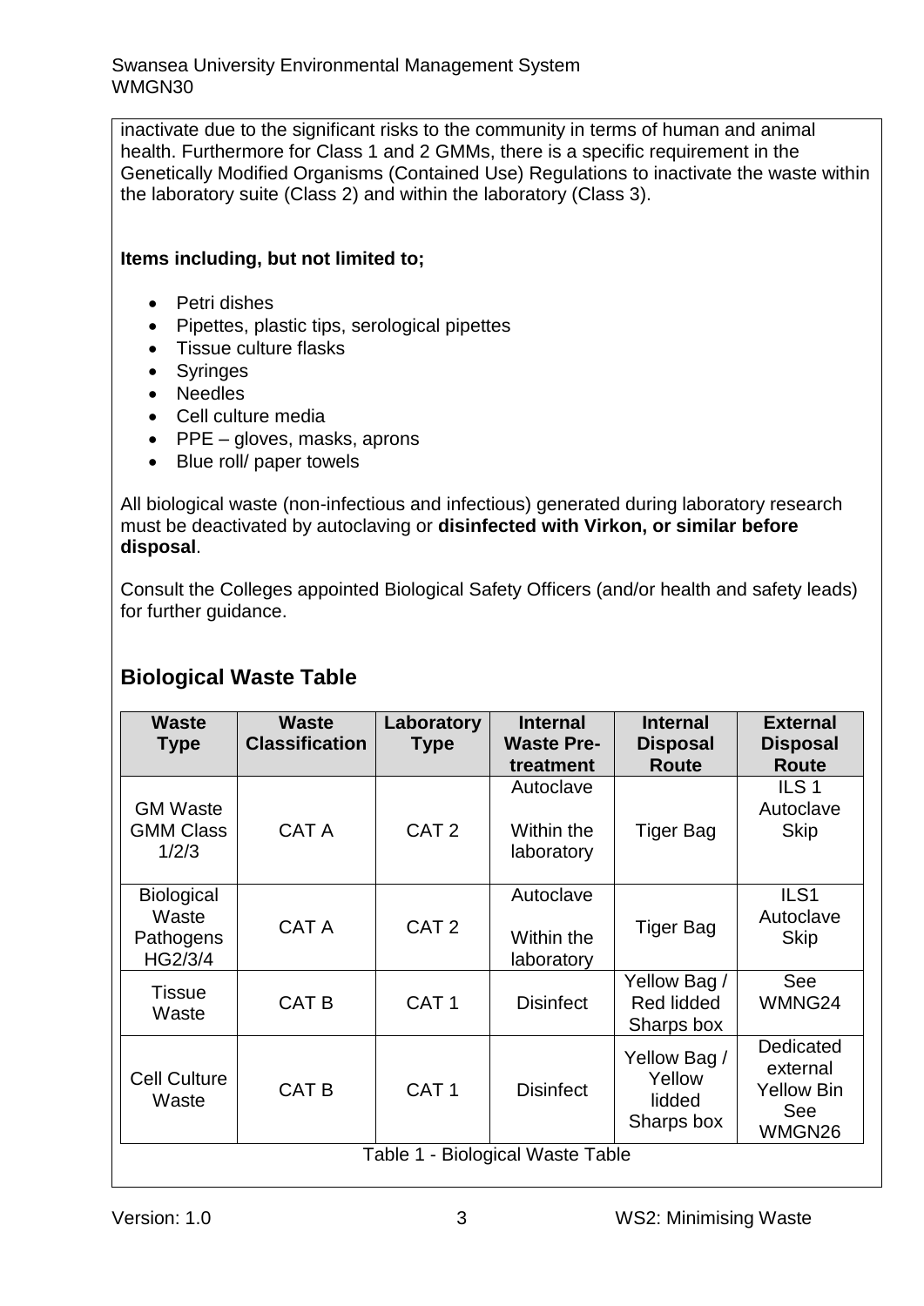inactivate due to the significant risks to the community in terms of human and animal health. Furthermore for Class 1 and 2 GMMs, there is a specific requirement in the Genetically Modified Organisms (Contained Use) Regulations to inactivate the waste within the laboratory suite (Class 2) and within the laboratory (Class 3).

**Items including, but not limited to;**

- Petri dishes
- Pipettes, plastic tips, serological pipettes
- Tissue culture flasks
- Syringes
- Needles
- Cell culture media
- PPE – gloves, masks, aprons
- Blue roll/ paper towels

All biological waste (non-infectious and infectious) generated during laboratory research must be deactivated by autoclaving or **disinfected with Virkon, or similar before disposal**.

Consult the Colleges appointed Biological Safety Officers (and/or health and safety leads) for further guidance.

## Biological Waste Table

| Waste Type | Waste Classification | Laboratory Type | Internal Waste Pre-treatment | Internal Disposal Route | External Disposal Route |
|---|---|---|---|---|---|
| GM Waste GMM Class 1/2/3 | CAT A | CAT 2 | Autoclave Within the laboratory | Tiger Bag | ILS 1 Autoclave Skip |
| Biological Waste Pathogens HG2/3/4 | CAT A | CAT 2 | Autoclave Within the laboratory | Tiger Bag | ILS1 Autoclave Skip |
| Tissue Waste | CAT B | CAT 1 | Disinfect | Yellow Bag / Red lidded Sharps box | See WMNG24 |
| Cell Culture Waste | CAT B | CAT 1 | Disinfect | Yellow Bag / Yellow lidded Sharps box | Dedicated external Yellow Bin See WMGN26 |

Table 1 - Biological Waste Table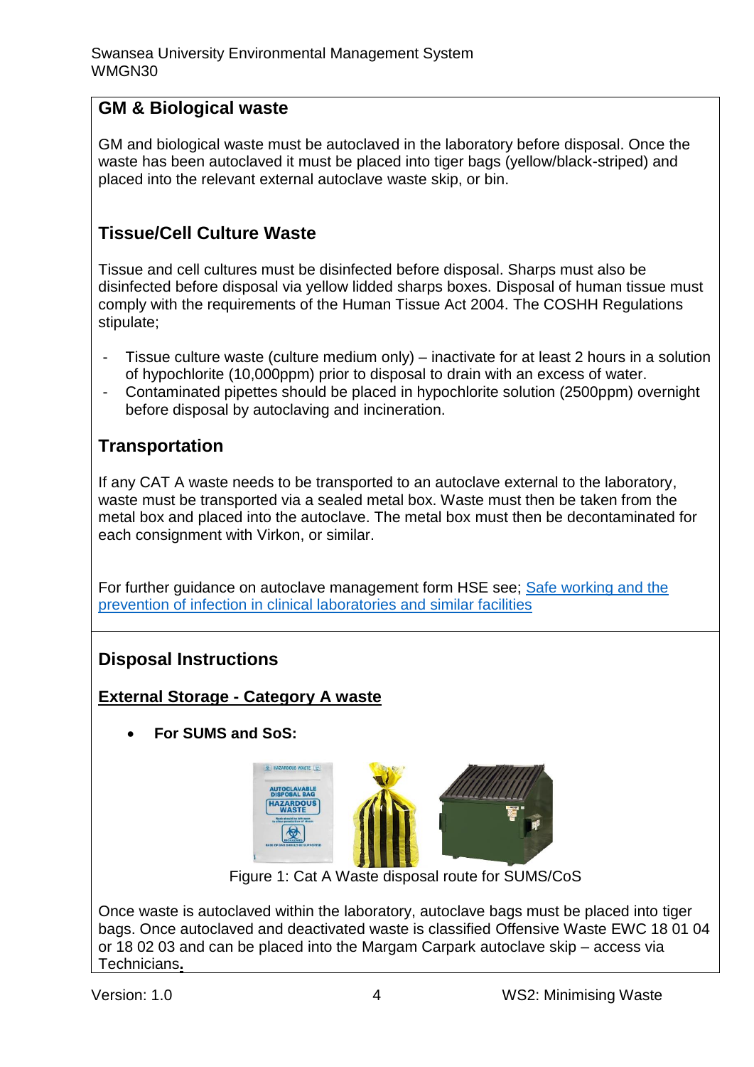## GM & Biological waste

GM and biological waste must be autoclaved in the laboratory before disposal. Once the waste has been autoclaved it must be placed into tiger bags (yellow/black-striped) and placed into the relevant external autoclave waste skip, or bin.

## Tissue/Cell Culture Waste

Tissue and cell cultures must be disinfected before disposal. Sharps must also be disinfected before disposal via yellow lidded sharps boxes. Disposal of human tissue must comply with the requirements of the Human Tissue Act 2004. The COSHH Regulations stipulate;

- Tissue culture waste (culture medium only) – inactivate for at least 2 hours in a solution of hypochlorite (10,000ppm) prior to disposal to drain with an excess of water.
- Contaminated pipettes should be placed in hypochlorite solution (2500ppm) overnight before disposal by autoclaving and incineration.

## Transportation

If any CAT A waste needs to be transported to an autoclave external to the laboratory, waste must be transported via a sealed metal box. Waste must then be taken from the metal box and placed into the autoclave. The metal box must then be decontaminated for each consignment with Virkon, or similar.

For further guidance on autoclave management form HSE see; [Safe working and the prevention of infection in clinical laboratories and similar facilities]

## Disposal Instructions

### External Storage - Category A waste

- **For SUMS and SoS:**

Figure 1: Cat A Waste disposal route for SUMS/CoS

Once waste is autoclaved within the laboratory, autoclave bags must be placed into tiger bags. Once autoclaved and deactivated waste is classified Offensive Waste EWC 18 01 04 or 18 02 03 and can be placed into the Margam Carpark autoclave skip – access via Technicians.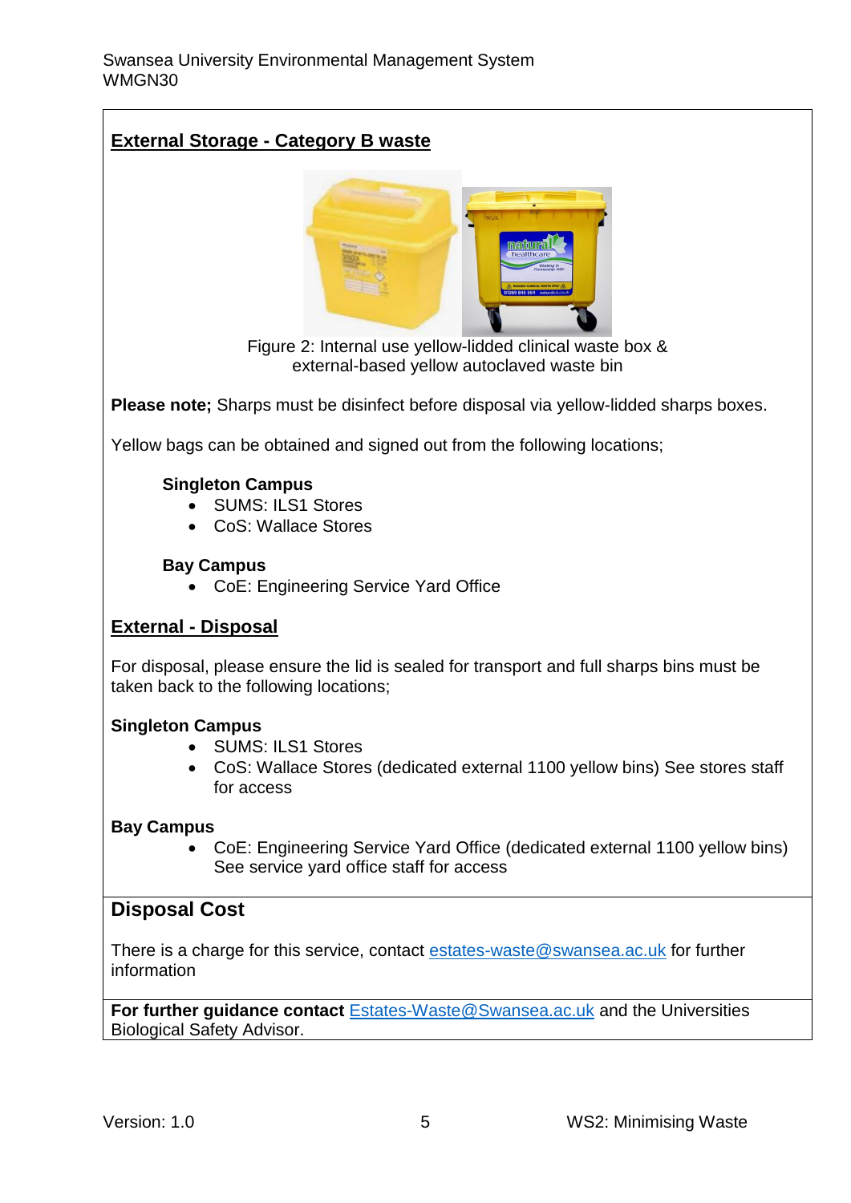## External Storage - Category B waste

Figure 2: Internal use yellow-lidded clinical waste box & external-based yellow autoclaved waste bin

**Please note;** Sharps must be disinfect before disposal via yellow-lidded sharps boxes.

Yellow bags can be obtained and signed out from the following locations;

**Singleton Campus**

- SUMS: ILS1 Stores
- CoS: Wallace Stores

**Bay Campus**

- CoE: Engineering Service Yard Office

## External - Disposal

For disposal, please ensure the lid is sealed for transport and full sharps bins must be taken back to the following locations;

**Singleton Campus**

- SUMS: ILS1 Stores
- CoS: Wallace Stores (dedicated external 1100 yellow bins) See stores staff for access

**Bay Campus**

- CoE: Engineering Service Yard Office (dedicated external 1100 yellow bins) See service yard office staff for access

## Disposal Cost

There is a charge for this service, contact estates-waste@swansea.ac.uk for further information

**For further guidance contact** Estates-Waste@Swansea.ac.uk and the Universities Biological Safety Advisor.